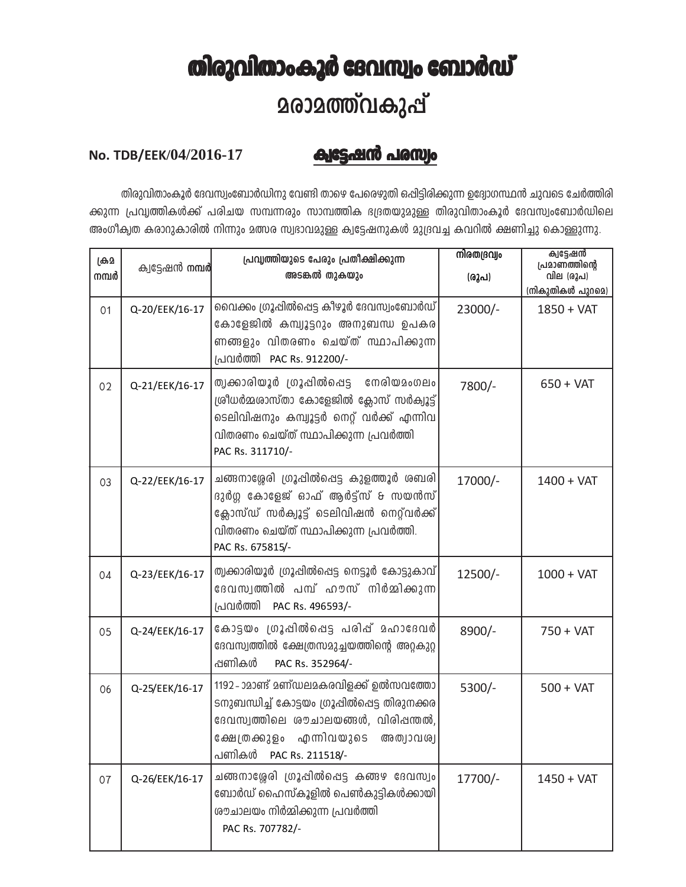# തിരുവിതാംകൂർ ദേവസ്വം ബോർഡ്

## മരാമത്ത്വകുപ്പ്

**No. TDB/EEK/04/2016-17** **ക്വട്ടേഷൻ പരസ്യം**

തിരുവിതാംകൂർ ദേവസ്വംബോർഡിനു വേണ്ടി താഴെ പേരെഴുതി ഒപ്പിട്ടിരിക്കുന്ന ഉദ്യോഗസ്ഥൻ ചുവടെ ചേർത്തിരിക്കുന്ന പ്രവൃത്തികൾക്ക് പരിചയ സമ്പന്നരും സാമ്പത്തിക ഭദ്രതയുമുള്ള തിരുവിതാംകൂർ ദേവസ്വംബോർഡിലെ അംഗീകൃത കരാറുകാരിൽ നിന്നും മത്സര സ്വഭാവമുള്ള ക്വട്ടേഷനുകൾ മുദ്രവച്ച കവറിൽ ക്ഷണിച്ചു കൊള്ളുന്നു.

| ക്രമ നമ്പർ | ക്വട്ടേഷൻ നമ്പർ | പ്രവൃത്തിയുടെ പേരും പ്രതീക്ഷിക്കുന്ന അടങ്കൽ തുകയും | നിരതദ്രവ്യം (രൂപ) | ക്വട്ടേഷൻ പ്രമാണത്തിന്റെ വില (രൂപ) (നികുതികൾ പുറമെ) |
|---|---|---|---|---|
| 01 | Q-20/EEK/16-17 | വൈക്കം ഗ്രൂപ്പിൽപ്പെട്ട കീഴൂർ ദേവസ്വംബോർഡ് കോളേജിൽ കമ്പ്യൂട്ടറും അനുബന്ധ ഉപകരണങ്ങളും വിതരണം ചെയ്ത് സ്ഥാപിക്കുന്ന പ്രവർത്തി PAC Rs. 912200/- | 23000/- | 1850 + VAT |
| 02 | Q-21/EEK/16-17 | തൃക്കാരിയൂർ ഗ്രൂപ്പിൽപ്പെട്ട നേരിയമംഗലം ശ്രീധർമ്മശാസ്താ കോളേജിൽ ക്ലോസ് സർക്യൂട്ട് ടെലിവിഷനും കമ്പ്യൂട്ടർ നെറ്റ് വർക്ക് എന്നിവ വിതരണം ചെയ്ത് സ്ഥാപിക്കുന്ന പ്രവർത്തി PAC Rs. 311710/- | 7800/- | 650 + VAT |
| 03 | Q-22/EEK/16-17 | ചങ്ങനാശ്ശേരി ഗ്രൂപ്പിൽപ്പെട്ട കുളത്തൂർ ശബരി ദുർഗ്ഗ കോളേജ് ഓഫ് ആർട്ട്സ് & സയൻസ് ക്ലോസ്ഡ് സർക്യൂട്ട് ടെലിവിഷൻ നെറ്റ്വർക്ക് വിതരണം ചെയ്ത് സ്ഥാപിക്കുന്ന പ്രവർത്തി. PAC Rs. 675815/- | 17000/- | 1400 + VAT |
| 04 | Q-23/EEK/16-17 | തൃക്കാരിയൂർ ഗ്രൂപ്പിൽപ്പെട്ട നെട്ടൂർ കോട്ടുകാവ് ദേവസ്വത്തിൽ പമ്പ് ഹൗസ് നിർമ്മിക്കുന്ന പ്രവർത്തി PAC Rs. 496593/- | 12500/- | 1000 + VAT |
| 05 | Q-24/EEK/16-17 | കോട്ടയം ഗ്രൂപ്പിൽപ്പെട്ട പരിപ്പ് മഹാദേവർ ദേവസ്വത്തിൽ ക്ഷേത്രസമുച്ചയത്തിന്റെ അറ്റകുറ്റപ്പണികൾ PAC Rs. 352964/- | 8900/- | 750 + VAT |
| 06 | Q-25/EEK/16-17 | 1192-ാമാണ്ട് മണ്ഡലമകരവിളക്ക് ഉൽസവത്തോടനുബന്ധിച്ച് കോട്ടയം ഗ്രൂപ്പിൽപ്പെട്ട തിരുനക്കര ദേവസ്വത്തിലെ ശൗചാലയങ്ങൾ, വിരിപ്പന്തൽ, ക്ഷേത്രക്കുളം എന്നിവയുടെ അത്യാവശ്യ പണികൾ PAC Rs. 211518/- | 5300/- | 500 + VAT |
| 07 | Q-26/EEK/16-17 | ചങ്ങനാശ്ശേരി ഗ്രൂപ്പിൽപ്പെട്ട കങ്ങഴ ദേവസ്വം ബോർഡ് ഹൈസ്കൂളിൽ പെൺകുട്ടികൾക്കായി ശൗചാലയം നിർമ്മിക്കുന്ന പ്രവർത്തി PAC Rs. 707782/- | 17700/- | 1450 + VAT |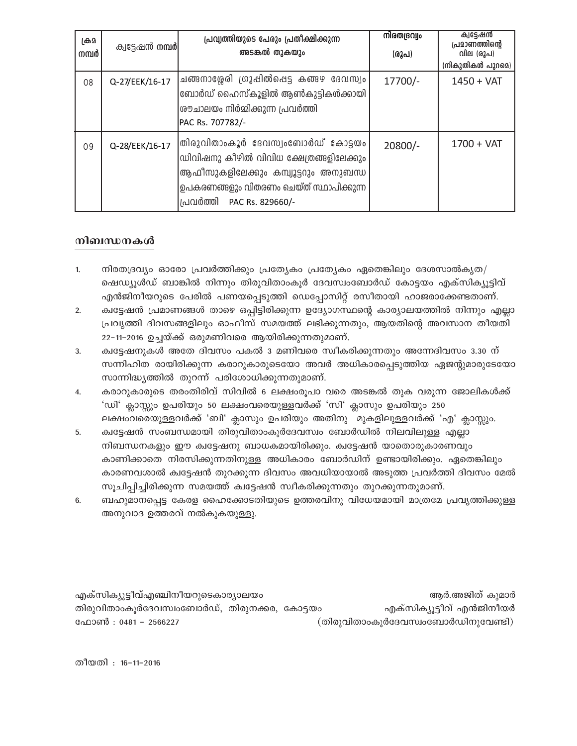| ക്രമ നമ്പർ | ക്വട്ടേഷൻ നമ്പർ | പ്രവൃത്തിയുടെ പേരും പ്രതീക്ഷിക്കുന്ന അടങ്കൽ തുകയും | നിരതദ്രവ്യം (രൂപ) | ക്വട്ടേഷൻ പ്രമാണത്തിന്റെ വില (രൂപ) (നികുതികൾ പുറമെ) |
|---|---|---|---|---|
| 08 | Q-27/EEK/16-17 | ചങ്ങനാശ്ശേരി ഗ്രൂപ്പിൽപ്പെട്ട കങ്ങഴ ദേവസ്വം ബോർഡ് ഹൈസ്കൂളിൽ ആൺകുട്ടികൾക്കായി ശൗചാലയം നിർമ്മിക്കുന്ന പ്രവർത്തി PAC Rs. 707782/- | 17700/- | 1450 + VAT |
| 09 | Q-28/EEK/16-17 | തിരുവിതാംകൂർ ദേവസ്വംബോർഡ് കോട്ടയം ഡിവിഷനു കീഴിൽ വിവിധ ക്ഷേത്രങ്ങളിലേക്കും ആഫീസുകളിലേക്കും കമ്പ്യൂട്ടറും അനുബന്ധ ഉപകരണങ്ങളും വിതരണം ചെയ്ത് സ്ഥാപിക്കുന്ന പ്രവർത്തി PAC Rs. 829660/- | 20800/- | 1700 + VAT |

## നിബന്ധനകൾ

1. നിരതദ്രവ്യം ഓരോ പ്രവർത്തിക്കും പ്രത്യേകം പ്രത്യേകം ഏതെങ്കിലും ദേശസാൽകൃത/ ഷെഡ്യൂൾഡ് ബാങ്കിൽ നിന്നും തിരുവിതാംകൂർ ദേവസ്വംബോർഡ് കോട്ടയം എക്സിക്യൂട്ടിവ് എൻജിനീയറുടെ പേരിൽ പണയപ്പെടുത്തി ഡെപ്പോസിറ്റ് രസീതായി ഹാജരാക്കേണ്ടതാണ്.
2. ക്വട്ടേഷൻ പ്രമാണങ്ങൾ താഴെ ഒപ്പിട്ടിരിക്കുന്ന ഉദ്യോഗസ്ഥന്റെ കാര്യാലയത്തിൽ നിന്നും എല്ലാ പ്രവൃത്തി ദിവസങ്ങളിലും ഓഫീസ് സമയത്ത് ലഭിക്കുന്നതും, ആയതിന്റെ അവസാന തീയതി 22-11-2016 ഉച്ചയ്ക്ക് ഒരുമണിവരെ ആയിരിക്കുന്നതുമാണ്.
3. ക്വട്ടേഷനുകൾ അതേ ദിവസം പകൽ 3 മണിവരെ സ്വീകരിക്കുന്നതും അന്നേദിവസം 3.30 ന് സന്നിഹിത രായിരിക്കുന്ന കരാറുകാരുടെയോ അവർ അധികാരപ്പെടുത്തിയ ഏജന്റുമാരുടേയോ സാന്നിദ്ധ്യത്തിൽ തുറന്ന് പരിശോധിക്കുന്നതുമാണ്.
4. കരാറുകാരുടെ തരംതിരിവ് സിവിൽ 6 ലക്ഷംരൂപാ വരെ അടങ്കൽ തുക വരുന്ന ജോലികൾക്ക് 'ഡി' ക്ലാസ്സും ഉപരിയും 50 ലക്ഷംവരെയുള്ളവർക്ക് 'സി' ക്ലാസും ഉപരിയും 250 ലക്ഷംവരെയുള്ളവർക്ക് 'ബി' ക്ലാസും ഉപരിയും അതിനു മുകളിലുള്ളവർക്ക് 'എ' ക്ലാസ്സും.
5. ക്വട്ടേഷൻ സംബന്ധമായി തിരുവിതാംകൂർദേവസ്വം ബോർഡിൽ നിലവിലുള്ള എല്ലാ നിബന്ധനകളും ഈ ക്വട്ടേഷനു ബാധകമായിരിക്കും. ക്വട്ടേഷൻ യാതൊരുകാരണവും കാണിക്കാതെ നിരസിക്കുന്നതിനുള്ള അധികാരം ബോർഡിന് ഉണ്ടായിരിക്കും. ഏതെങ്കിലും കാരണവശാൽ ക്വട്ടേഷൻ തുറക്കുന്ന ദിവസം അവധിയായാൽ അടുത്ത പ്രവർത്തി ദിവസം മേൽ സൂചിപ്പിച്ചിരിക്കുന്ന സമയത്ത് ക്വട്ടേഷൻ സ്വീകരിക്കുന്നതും തുറക്കുന്നതുമാണ്.
6. ബഹുമാനപ്പെട്ട കേരള ഹൈക്കോടതിയുടെ ഉത്തരവിനു വിധേയമായി മാത്രമേ പ്രവൃത്തിക്കുള്ള അനുവാദ ഉത്തരവ് നൽകുകയുള്ളു.

എക്സിക്യൂട്ടീവ്എഞ്ചിനീയറുടെകാര്യാലയം
തിരുവിതാംകൂർദേവസ്വംബോർഡ്, തിരുനക്കര, കോട്ടയം
ഫോൺ : 0481 – 2566227

ആർ.അജിത് കുമാർ
എക്സിക്യൂട്ടീവ് എൻജിനീയർ
(തിരുവിതാംകൂർദേവസ്വംബോർഡിനുവേണ്ടി)

തീയതി : 16-11-2016